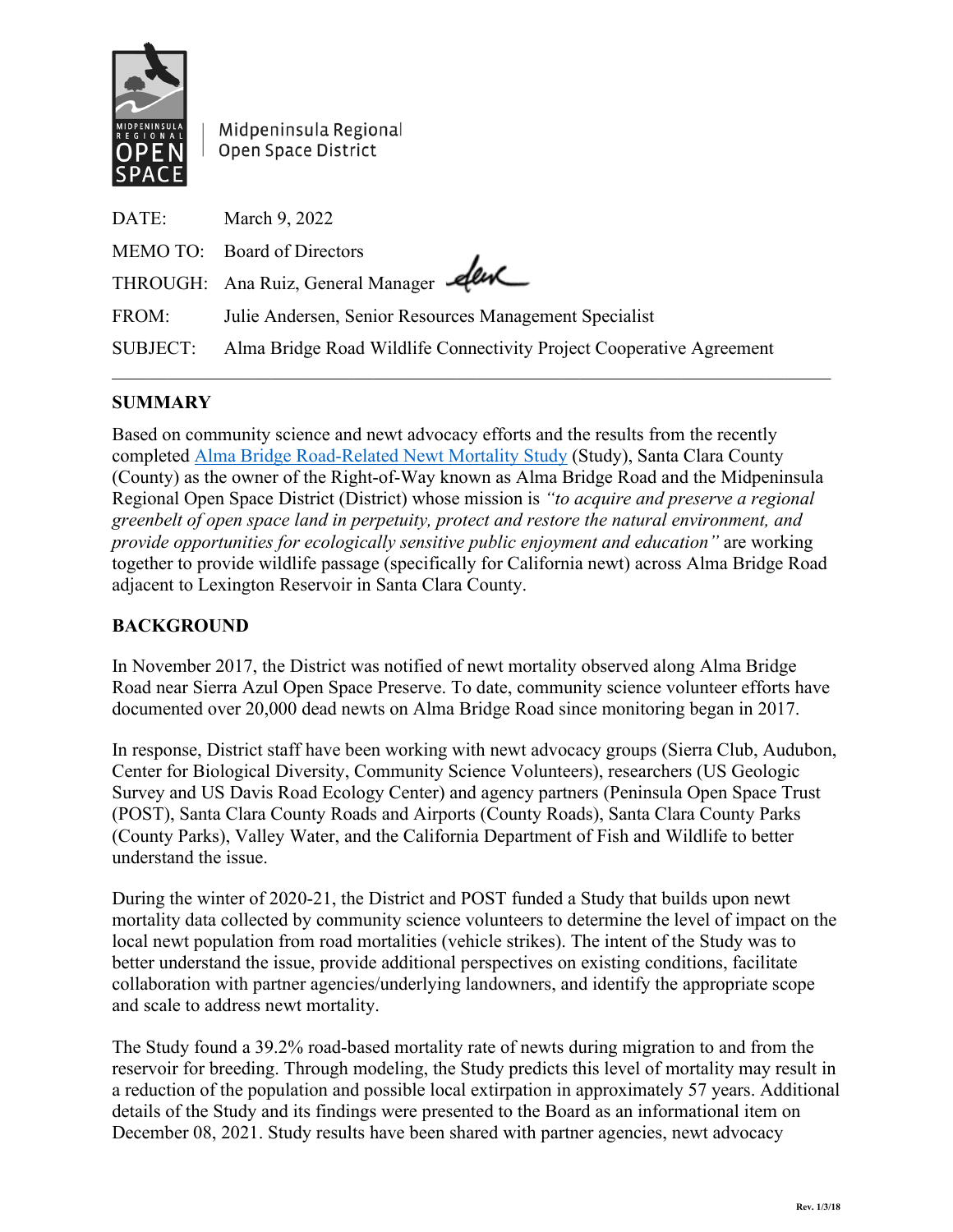Midpeninsula Regional Open Space District

DATE: March 9, 2022

MEMO TO: Board of Directors

THROUGH: Ana Ruiz, General Manager

FROM: Julie Andersen, Senior Resources Management Specialist

SUBJECT: Alma Bridge Road Wildlife Connectivity Project Cooperative Agreement

---

## SUMMARY

Based on community science and newt advocacy efforts and the results from the recently completed Alma Bridge Road-Related Newt Mortality Study (Study), Santa Clara County (County) as the owner of the Right-of-Way known as Alma Bridge Road and the Midpeninsula Regional Open Space District (District) whose mission is *"to acquire and preserve a regional greenbelt of open space land in perpetuity, protect and restore the natural environment, and provide opportunities for ecologically sensitive public enjoyment and education"* are working together to provide wildlife passage (specifically for California newt) across Alma Bridge Road adjacent to Lexington Reservoir in Santa Clara County.

## BACKGROUND

In November 2017, the District was notified of newt mortality observed along Alma Bridge Road near Sierra Azul Open Space Preserve. To date, community science volunteer efforts have documented over 20,000 dead newts on Alma Bridge Road since monitoring began in 2017.

In response, District staff have been working with newt advocacy groups (Sierra Club, Audubon, Center for Biological Diversity, Community Science Volunteers), researchers (US Geologic Survey and US Davis Road Ecology Center) and agency partners (Peninsula Open Space Trust (POST), Santa Clara County Roads and Airports (County Roads), Santa Clara County Parks (County Parks), Valley Water, and the California Department of Fish and Wildlife to better understand the issue.

During the winter of 2020-21, the District and POST funded a Study that builds upon newt mortality data collected by community science volunteers to determine the level of impact on the local newt population from road mortalities (vehicle strikes). The intent of the Study was to better understand the issue, provide additional perspectives on existing conditions, facilitate collaboration with partner agencies/underlying landowners, and identify the appropriate scope and scale to address newt mortality.

The Study found a 39.2% road-based mortality rate of newts during migration to and from the reservoir for breeding. Through modeling, the Study predicts this level of mortality may result in a reduction of the population and possible local extirpation in approximately 57 years. Additional details of the Study and its findings were presented to the Board as an informational item on December 08, 2021. Study results have been shared with partner agencies, newt advocacy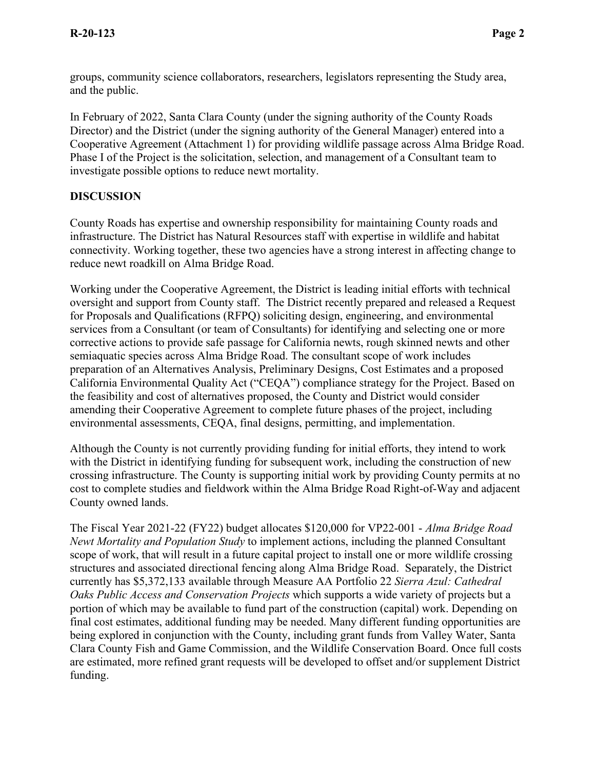groups, community science collaborators, researchers, legislators representing the Study area, and the public.

In February of 2022, Santa Clara County (under the signing authority of the County Roads Director) and the District (under the signing authority of the General Manager) entered into a Cooperative Agreement (Attachment 1) for providing wildlife passage across Alma Bridge Road. Phase I of the Project is the solicitation, selection, and management of a Consultant team to investigate possible options to reduce newt mortality.

## DISCUSSION

County Roads has expertise and ownership responsibility for maintaining County roads and infrastructure. The District has Natural Resources staff with expertise in wildlife and habitat connectivity. Working together, these two agencies have a strong interest in affecting change to reduce newt roadkill on Alma Bridge Road.

Working under the Cooperative Agreement, the District is leading initial efforts with technical oversight and support from County staff. The District recently prepared and released a Request for Proposals and Qualifications (RFPQ) soliciting design, engineering, and environmental services from a Consultant (or team of Consultants) for identifying and selecting one or more corrective actions to provide safe passage for California newts, rough skinned newts and other semiaquatic species across Alma Bridge Road. The consultant scope of work includes preparation of an Alternatives Analysis, Preliminary Designs, Cost Estimates and a proposed California Environmental Quality Act ("CEQA") compliance strategy for the Project. Based on the feasibility and cost of alternatives proposed, the County and District would consider amending their Cooperative Agreement to complete future phases of the project, including environmental assessments, CEQA, final designs, permitting, and implementation.

Although the County is not currently providing funding for initial efforts, they intend to work with the District in identifying funding for subsequent work, including the construction of new crossing infrastructure. The County is supporting initial work by providing County permits at no cost to complete studies and fieldwork within the Alma Bridge Road Right-of-Way and adjacent County owned lands.

The Fiscal Year 2021-22 (FY22) budget allocates $120,000 for VP22-001 - *Alma Bridge Road Newt Mortality and Population Study* to implement actions, including the planned Consultant scope of work, that will result in a future capital project to install one or more wildlife crossing structures and associated directional fencing along Alma Bridge Road. Separately, the District currently has $5,372,133 available through Measure AA Portfolio 22 *Sierra Azul: Cathedral Oaks Public Access and Conservation Projects* which supports a wide variety of projects but a portion of which may be available to fund part of the construction (capital) work. Depending on final cost estimates, additional funding may be needed. Many different funding opportunities are being explored in conjunction with the County, including grant funds from Valley Water, Santa Clara County Fish and Game Commission, and the Wildlife Conservation Board. Once full costs are estimated, more refined grant requests will be developed to offset and/or supplement District funding.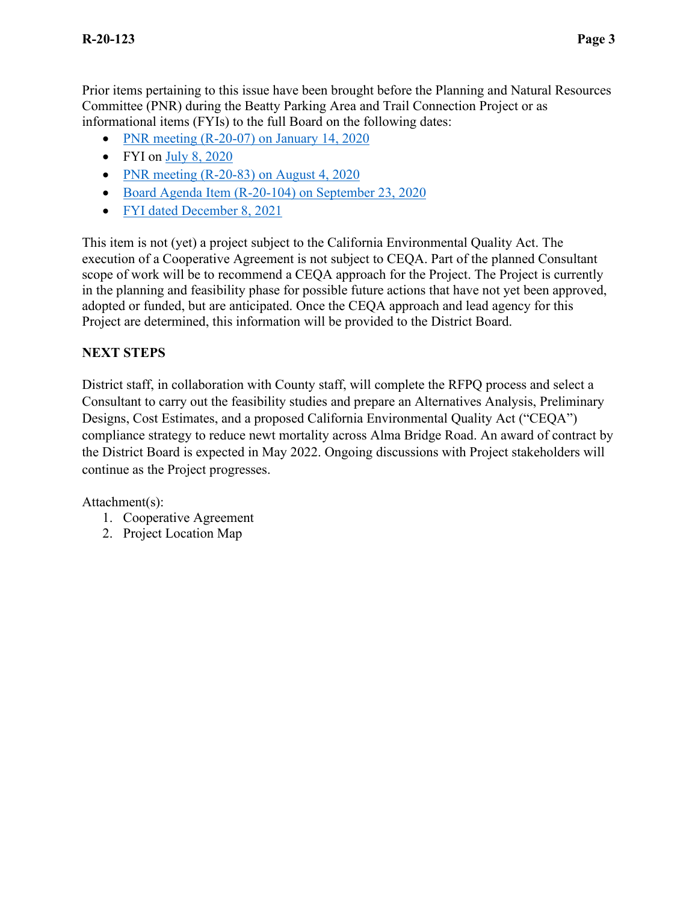Prior items pertaining to this issue have been brought before the Planning and Natural Resources Committee (PNR) during the Beatty Parking Area and Trail Connection Project or as informational items (FYIs) to the full Board on the following dates:

- PNR meeting (R-20-07) on January 14, 2020
- FYI on July 8, 2020
- PNR meeting (R-20-83) on August 4, 2020
- Board Agenda Item (R-20-104) on September 23, 2020
- FYI dated December 8, 2021

This item is not (yet) a project subject to the California Environmental Quality Act. The execution of a Cooperative Agreement is not subject to CEQA. Part of the planned Consultant scope of work will be to recommend a CEQA approach for the Project. The Project is currently in the planning and feasibility phase for possible future actions that have not yet been approved, adopted or funded, but are anticipated. Once the CEQA approach and lead agency for this Project are determined, this information will be provided to the District Board.

**NEXT STEPS**

District staff, in collaboration with County staff, will complete the RFPQ process and select a Consultant to carry out the feasibility studies and prepare an Alternatives Analysis, Preliminary Designs, Cost Estimates, and a proposed California Environmental Quality Act ("CEQA") compliance strategy to reduce newt mortality across Alma Bridge Road. An award of contract by the District Board is expected in May 2022. Ongoing discussions with Project stakeholders will continue as the Project progresses.

Attachment(s):

1. Cooperative Agreement
2. Project Location Map